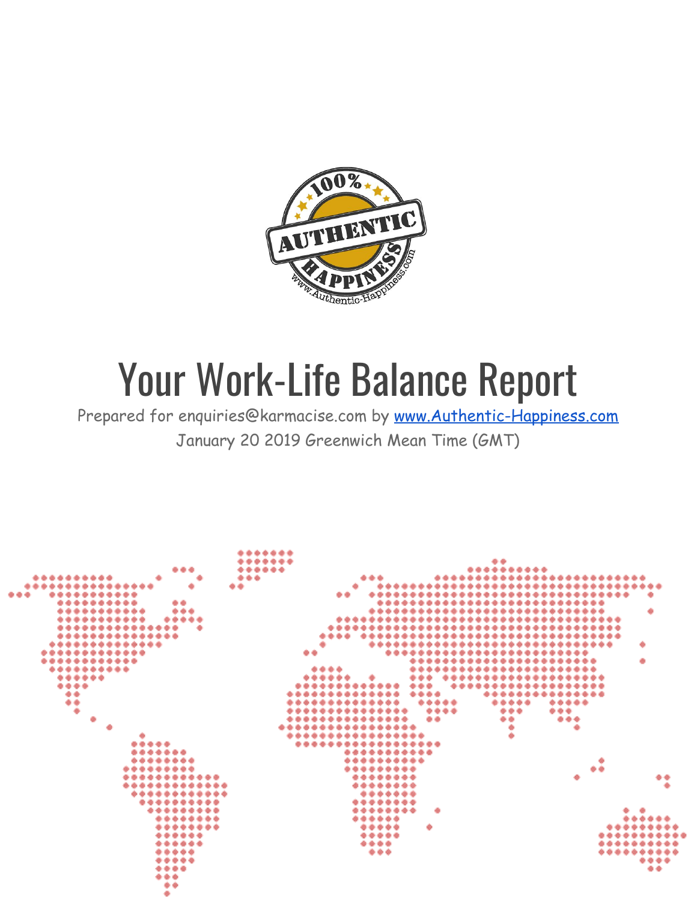# Your Work-Life Balance Report

Prepared for enquiries@karmacise.com by [www.Authentic-Happiness.com](http://www.Authentic-Happiness.com)

January 20 2019 Greenwich Mean Time (GMT)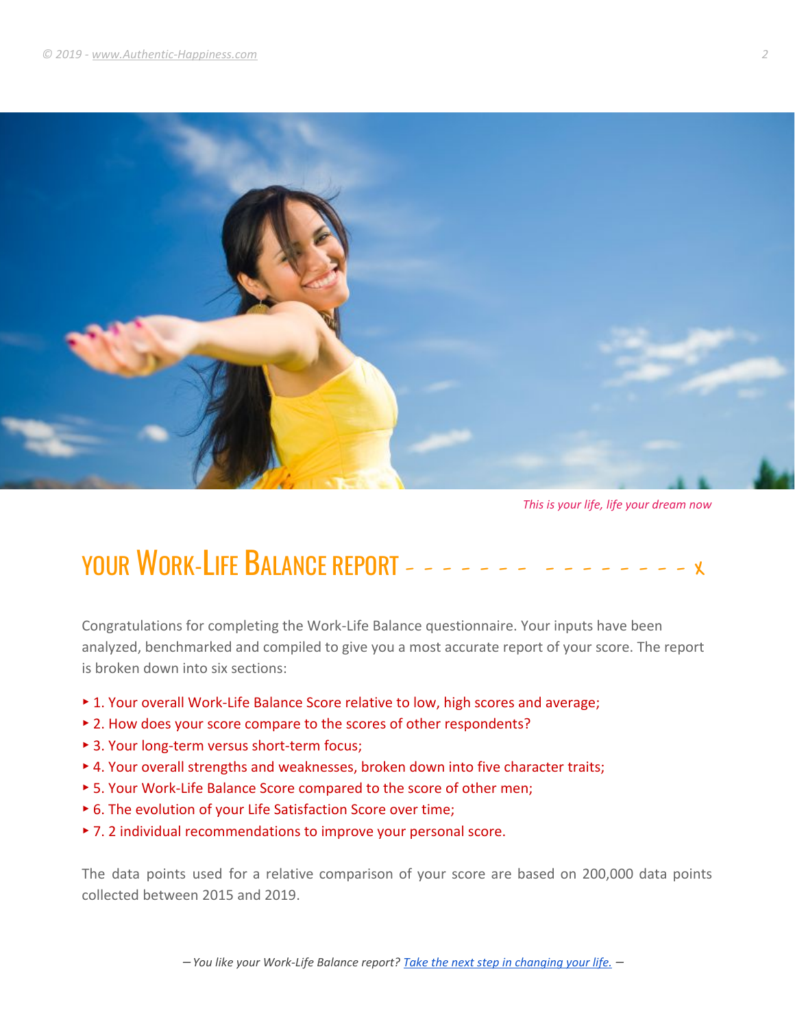*This is your life, life your dream now*

## YOUR WORK-LIFE BALANCE REPORT

Congratulations for completing the Work-Life Balance questionnaire. Your inputs have been analyzed, benchmarked and compiled to give you a most accurate report of your score. The report is broken down into six sections:

- 1. Your overall Work-Life Balance Score relative to low, high scores and average;
- 2. How does your score compare to the scores of other respondents?
- 3. Your long-term versus short-term focus;
- 4. Your overall strengths and weaknesses, broken down into five character traits;
- 5. Your Work-Life Balance Score compared to the score of other men;
- 6. The evolution of your Life Satisfaction Score over time;
- 7. 2 individual recommendations to improve your personal score.

The data points used for a relative comparison of your score are based on 200,000 data points collected between 2015 and 2019.

*– You like your Work-Life Balance report? Take the next step in changing your life. –*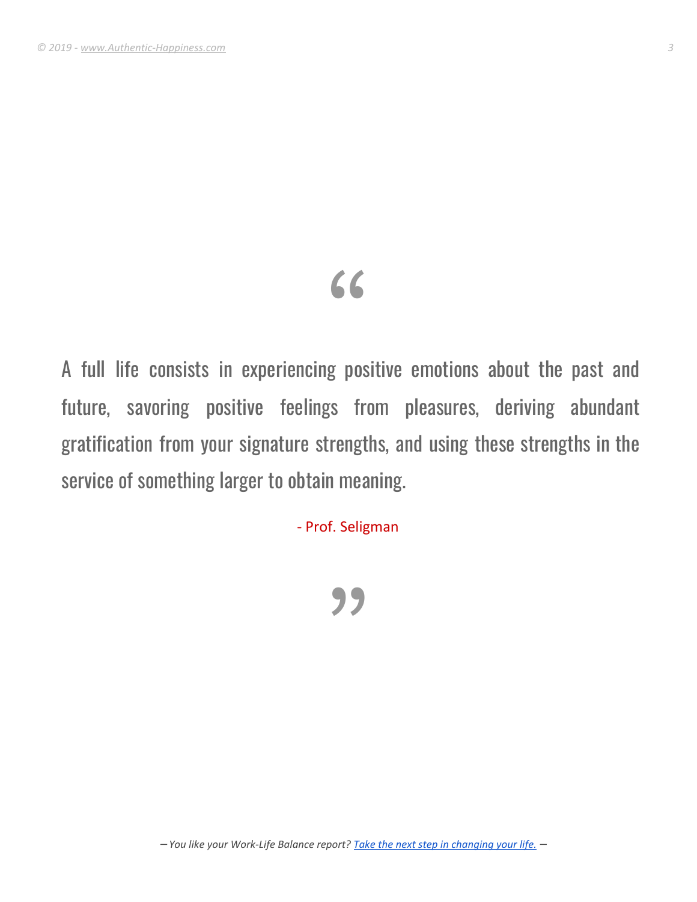> A full life consists in experiencing positive emotions about the past and future, savoring positive feelings from pleasures, deriving abundant gratification from your signature strengths, and using these strengths in the service of something larger to obtain meaning.
>
> \- Prof. Seligman

*– You like your Work-Life Balance report? [Take the next step in changing your life.](#) –*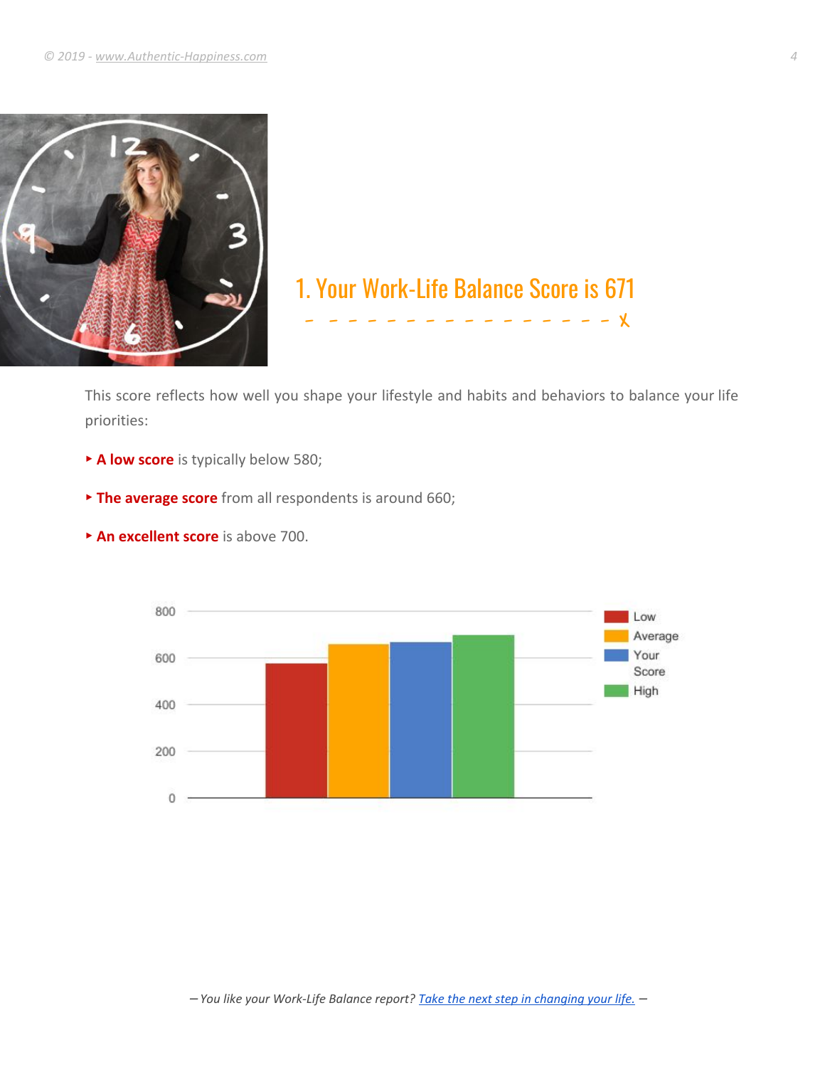# 1. Your Work-Life Balance Score is 671

This score reflects how well you shape your lifestyle and habits and behaviors to balance your life priorities:

- **A low score** is typically below 580;
- **The average score** from all respondents is around 660;
- **An excellent score** is above 700.

*– You like your Work-Life Balance report? Take the next step in changing your life. –*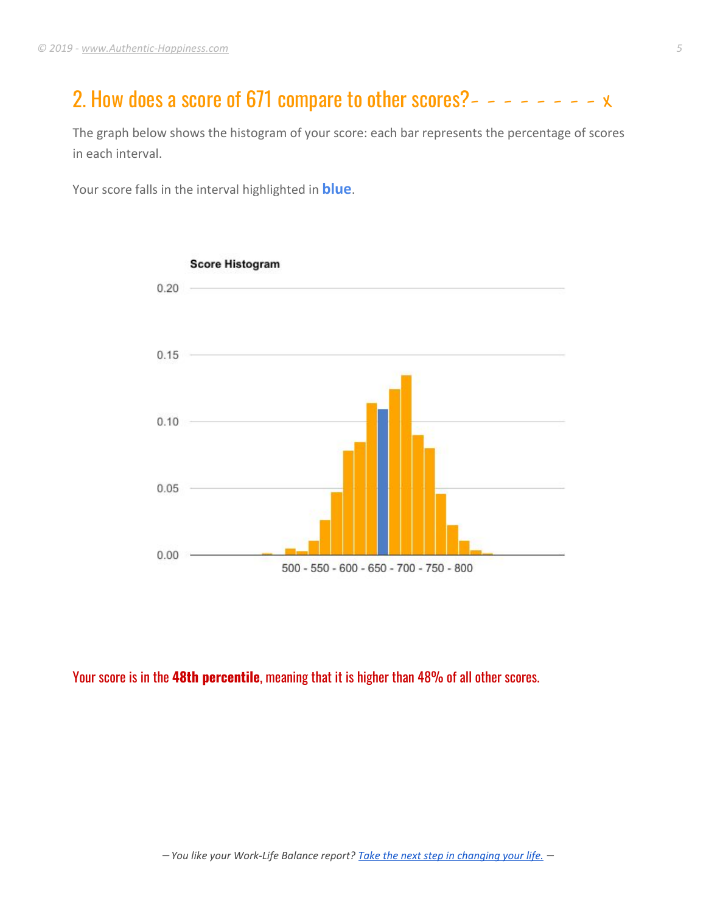## 2. How does a score of 671 compare to other scores?

The graph below shows the histogram of your score: each bar represents the percentage of scores in each interval.

Your score falls in the interval highlighted in **blue**.

Score Histogram

Your score is in the **48th percentile**, meaning that it is higher than 48% of all other scores.

*– You like your Work-Life Balance report? Take the next step in changing your life. –*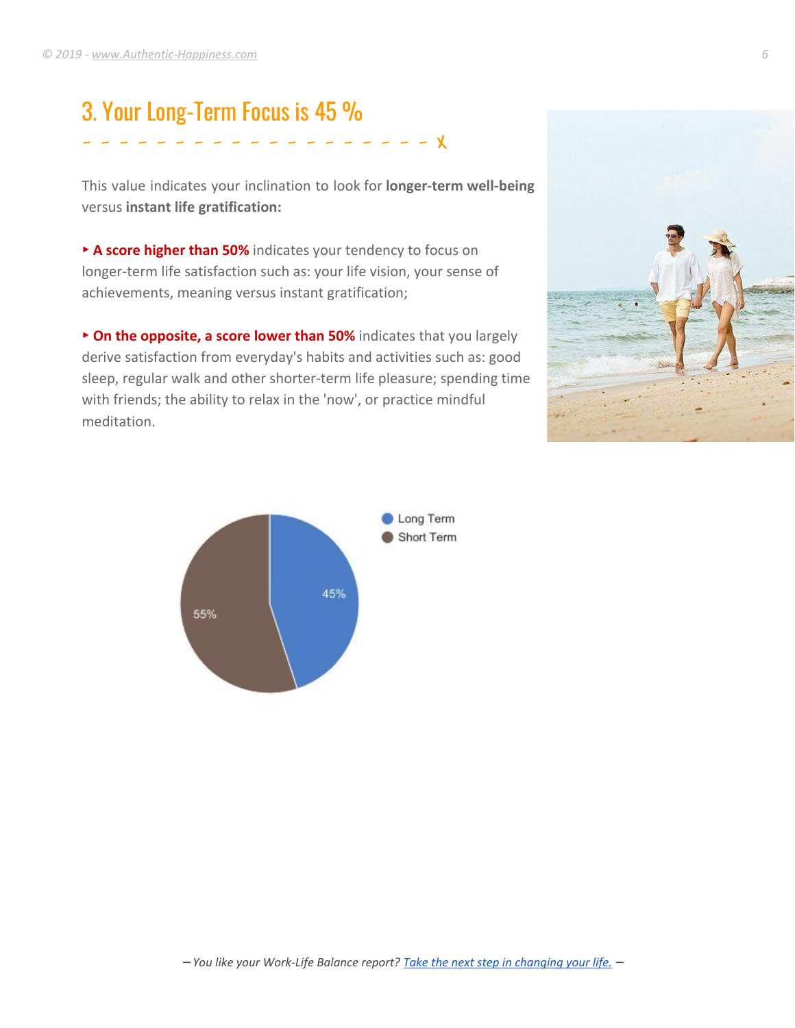## 3. Your Long-Term Focus is 45 %

This value indicates your inclination to look for **longer-term well-being** versus **instant life gratification:**

‣ **A score higher than 50%** indicates your tendency to focus on longer-term life satisfaction such as: your life vision, your sense of achievements, meaning versus instant gratification;

‣ **On the opposite, a score lower than 50%** indicates that you largely derive satisfaction from everyday's habits and activities such as: good sleep, regular walk and other shorter-term life pleasure; spending time with friends; the ability to relax in the 'now', or practice mindful meditation.

| | |
|---|---|
| Long Term | 45% |
| Short Term | 55% |

– *You like your Work-Life Balance report? Take the next step in changing your life.* –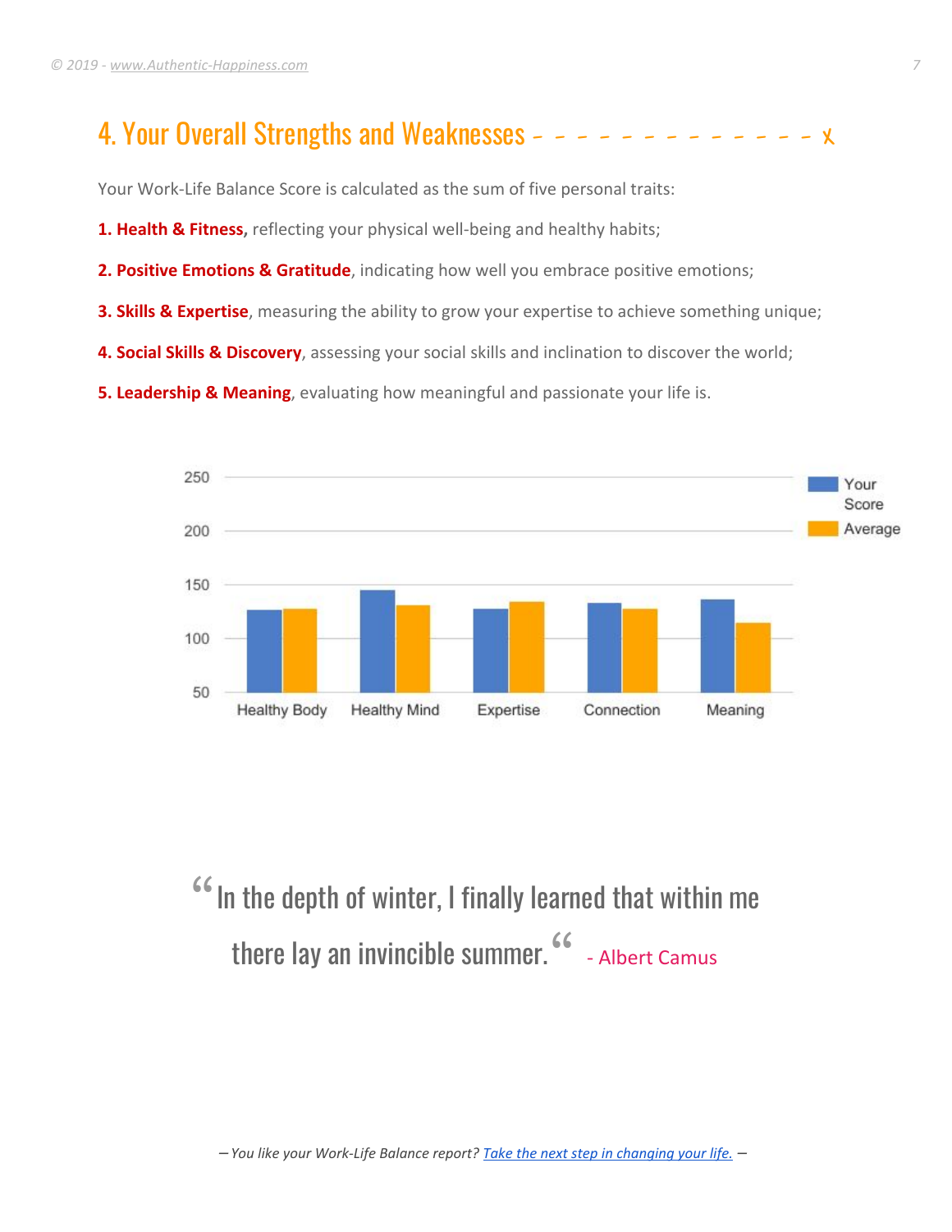## 4. Your Overall Strengths and Weaknesses

Your Work-Life Balance Score is calculated as the sum of five personal traits:

**1. Health & Fitness,** reflecting your physical well-being and healthy habits;

**2. Positive Emotions & Gratitude**, indicating how well you embrace positive emotions;

**3. Skills & Expertise**, measuring the ability to grow your expertise to achieve something unique;

**4. Social Skills & Discovery**, assessing your social skills and inclination to discover the world;

**5. Leadership & Meaning**, evaluating how meaningful and passionate your life is.

> "In the depth of winter, I finally learned that within me there lay an invincible summer." - Albert Camus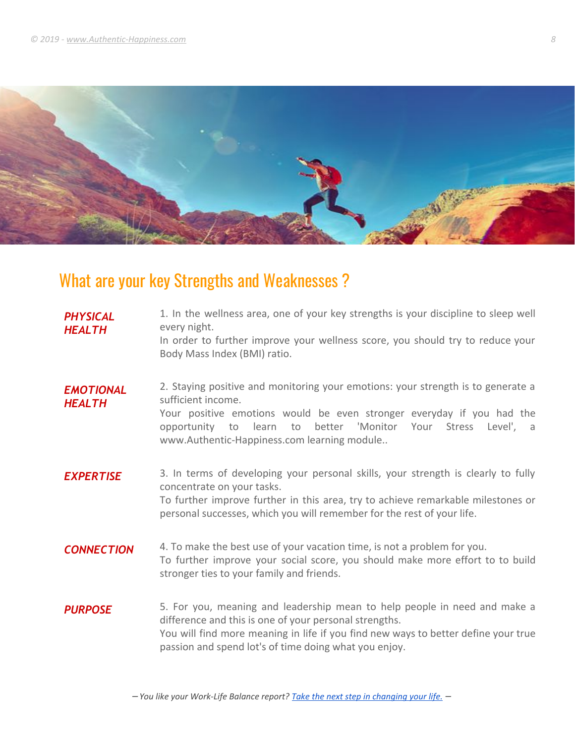## What are your key Strengths and Weaknesses ?

***PHYSICAL HEALTH***

1. In the wellness area, one of your key strengths is your discipline to sleep well every night.
In order to further improve your wellness score, you should try to reduce your Body Mass Index (BMI) ratio.

***EMOTIONAL HEALTH***

2. Staying positive and monitoring your emotions: your strength is to generate a sufficient income.
Your positive emotions would be even stronger everyday if you had the opportunity to learn to better 'Monitor Your Stress Level', a www.Authentic-Happiness.com learning module..

***EXPERTISE***

3. In terms of developing your personal skills, your strength is clearly to fully concentrate on your tasks.
To further improve further in this area, try to achieve remarkable milestones or personal successes, which you will remember for the rest of your life.

***CONNECTION***

4. To make the best use of your vacation time, is not a problem for you.
To further improve your social score, you should make more effort to to build stronger ties to your family and friends.

***PURPOSE***

5. For you, meaning and leadership mean to help people in need and make a difference and this is one of your personal strengths.
You will find more meaning in life if you find new ways to better define your true passion and spend lot's of time doing what you enjoy.

*– You like your Work-Life Balance report? [Take the next step in changing your life.](#) –*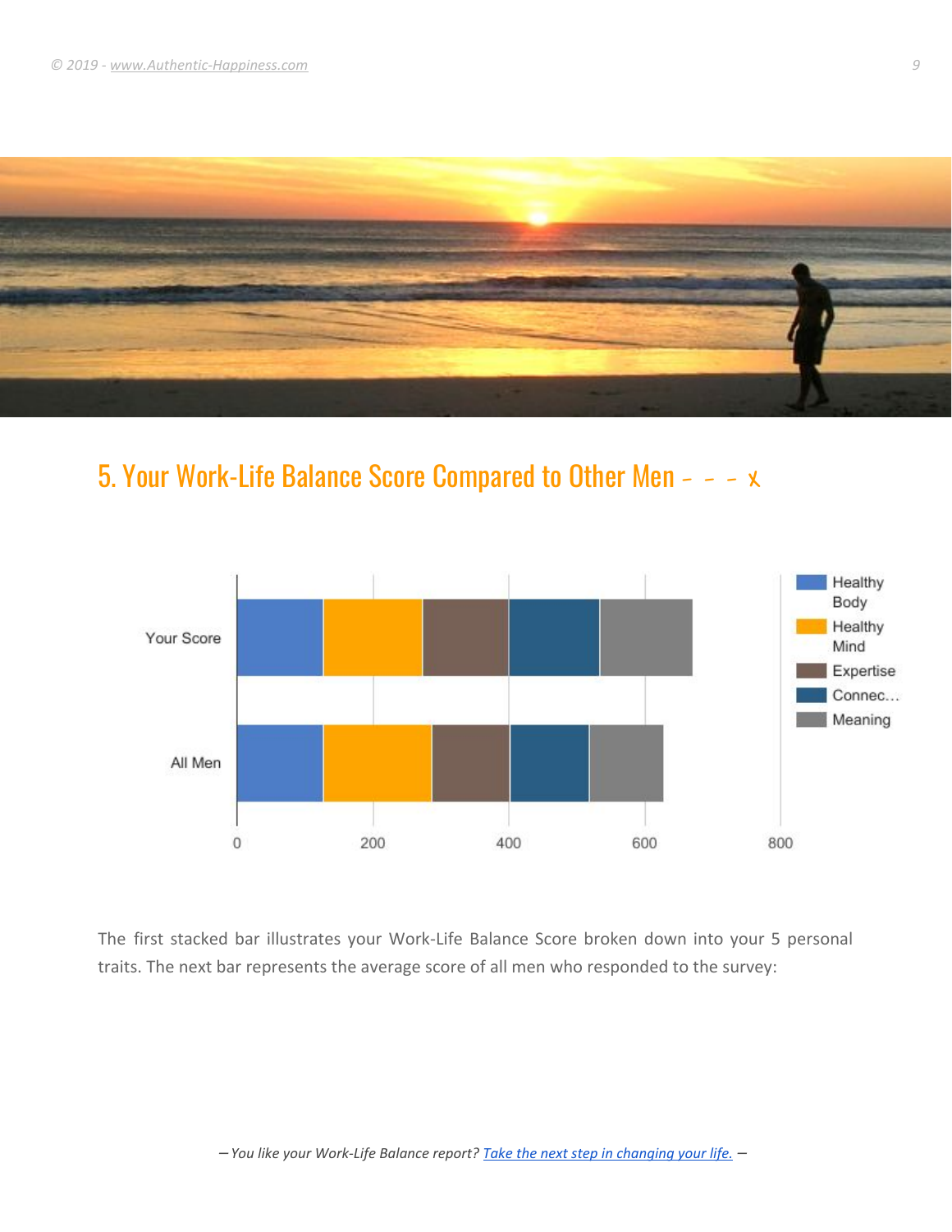## 5. Your Work-Life Balance Score Compared to Other Men - - - x

The first stacked bar illustrates your Work-Life Balance Score broken down into your 5 personal traits. The next bar represents the average score of all men who responded to the survey:

– *You like your Work-Life Balance report? Take the next step in changing your life.* –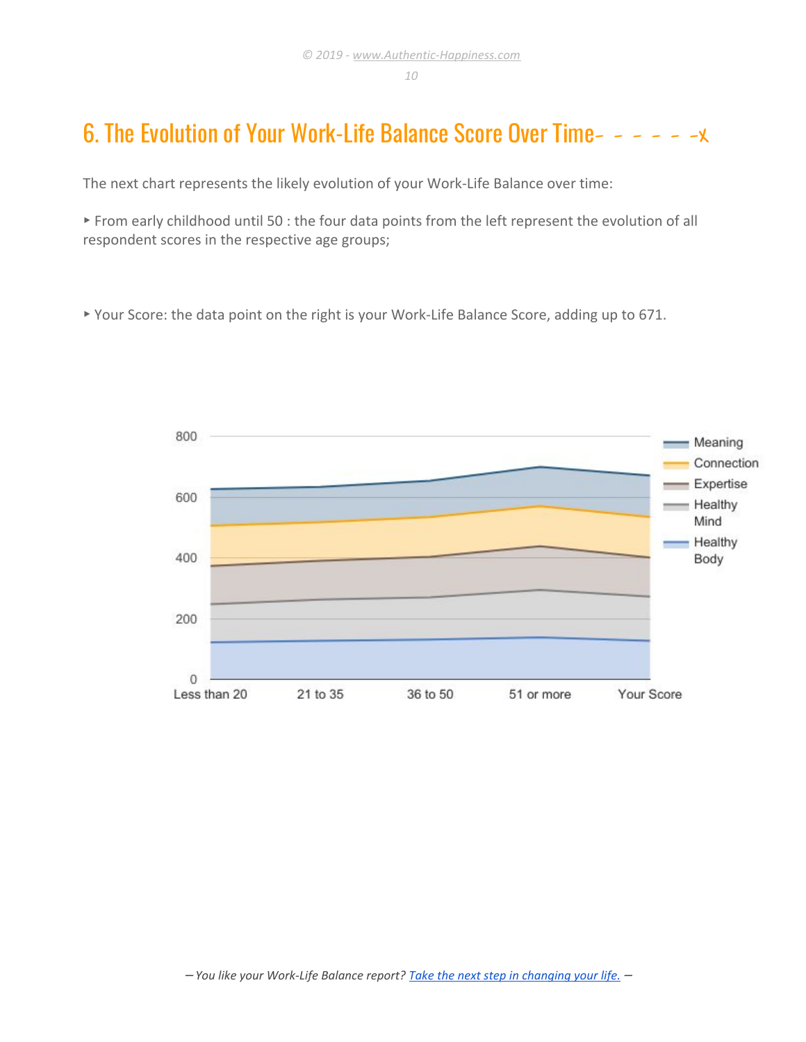# 6. The Evolution of Your Work-Life Balance Score Over Time- - - - - -x

The next chart represents the likely evolution of your Work-Life Balance over time:

‣ From early childhood until 50 : the four data points from the left represent the evolution of all respondent scores in the respective age groups;

‣ Your Score: the data point on the right is your Work-Life Balance Score, adding up to 671.

– *You like your Work-Life Balance report? [Take the next step in changing your life.]()* –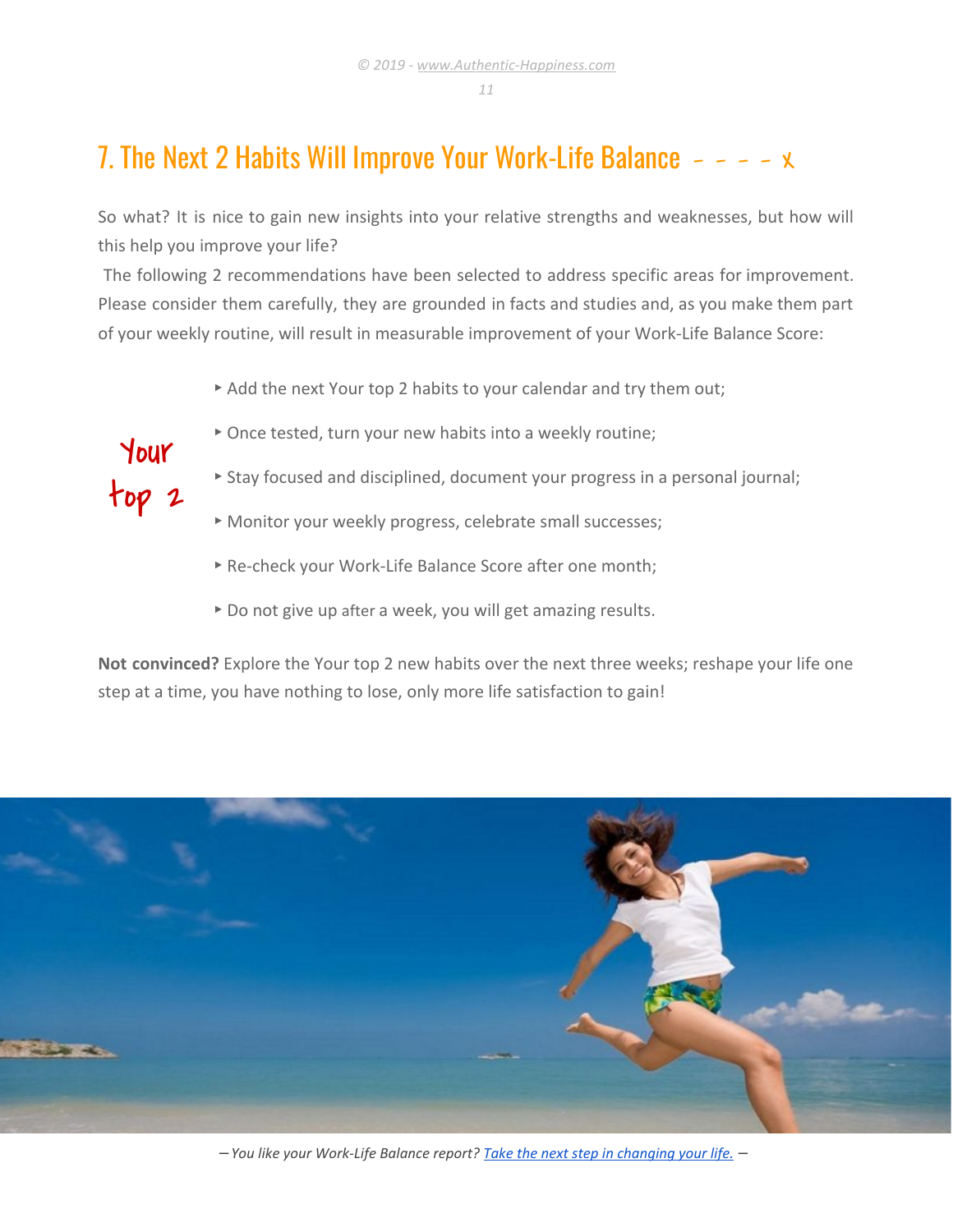## 7. The Next 2 Habits Will Improve Your Work-Life Balance - - - - x

So what? It is nice to gain new insights into your relative strengths and weaknesses, but how will this help you improve your life?

The following 2 recommendations have been selected to address specific areas for improvement. Please consider them carefully, they are grounded in facts and studies and, as you make them part of your weekly routine, will result in measurable improvement of your Work-Life Balance Score:

Your top 2

- Add the next Your top 2 habits to your calendar and try them out;
- Once tested, turn your new habits into a weekly routine;
- Stay focused and disciplined, document your progress in a personal journal;
- Monitor your weekly progress, celebrate small successes;
- Re-check your Work-Life Balance Score after one month;
- Do not give up after a week, you will get amazing results.

**Not convinced?** Explore the Your top 2 new habits over the next three weeks; reshape your life one step at a time, you have nothing to lose, only more life satisfaction to gain!

– *You like your Work-Life Balance report? [Take the next step in changing your life.]* –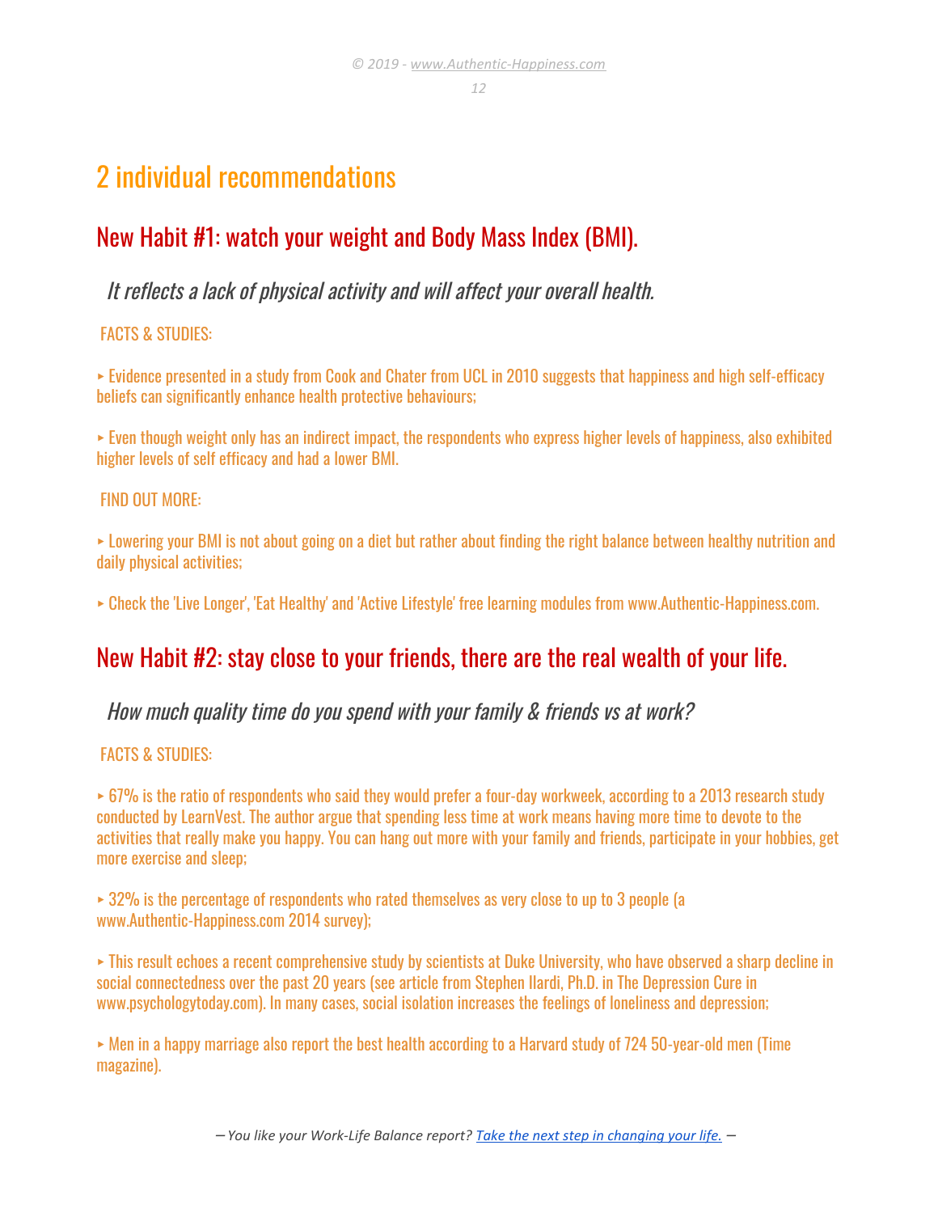# 2 individual recommendations

## New Habit #1: watch your weight and Body Mass Index (BMI).

*It reflects a lack of physical activity and will affect your overall health.*

FACTS & STUDIES:

‣ Evidence presented in a study from Cook and Chater from UCL in 2010 suggests that happiness and high self-efficacy beliefs can significantly enhance health protective behaviours;

‣ Even though weight only has an indirect impact, the respondents who express higher levels of happiness, also exhibited higher levels of self efficacy and had a lower BMI.

FIND OUT MORE:

‣ Lowering your BMI is not about going on a diet but rather about finding the right balance between healthy nutrition and daily physical activities;

‣ Check the 'Live Longer', 'Eat Healthy' and 'Active Lifestyle' free learning modules from www.Authentic-Happiness.com.

## New Habit #2: stay close to your friends, there are the real wealth of your life.

*How much quality time do you spend with your family & friends vs at work?*

FACTS & STUDIES:

‣ 67% is the ratio of respondents who said they would prefer a four-day workweek, according to a 2013 research study conducted by LearnVest. The author argue that spending less time at work means having more time to devote to the activities that really make you happy. You can hang out more with your family and friends, participate in your hobbies, get more exercise and sleep;

‣ 32% is the percentage of respondents who rated themselves as very close to up to 3 people (a www.Authentic-Happiness.com 2014 survey);

‣ This result echoes a recent comprehensive study by scientists at Duke University, who have observed a sharp decline in social connectedness over the past 20 years (see article from Stephen Ilardi, Ph.D. in The Depression Cure in www.psychologytoday.com). In many cases, social isolation increases the feelings of loneliness and depression;

‣ Men in a happy marriage also report the best health according to a Harvard study of 724 50-year-old men (Time magazine).

– *You like your Work-Life Balance report? [Take the next step in changing your life.]* –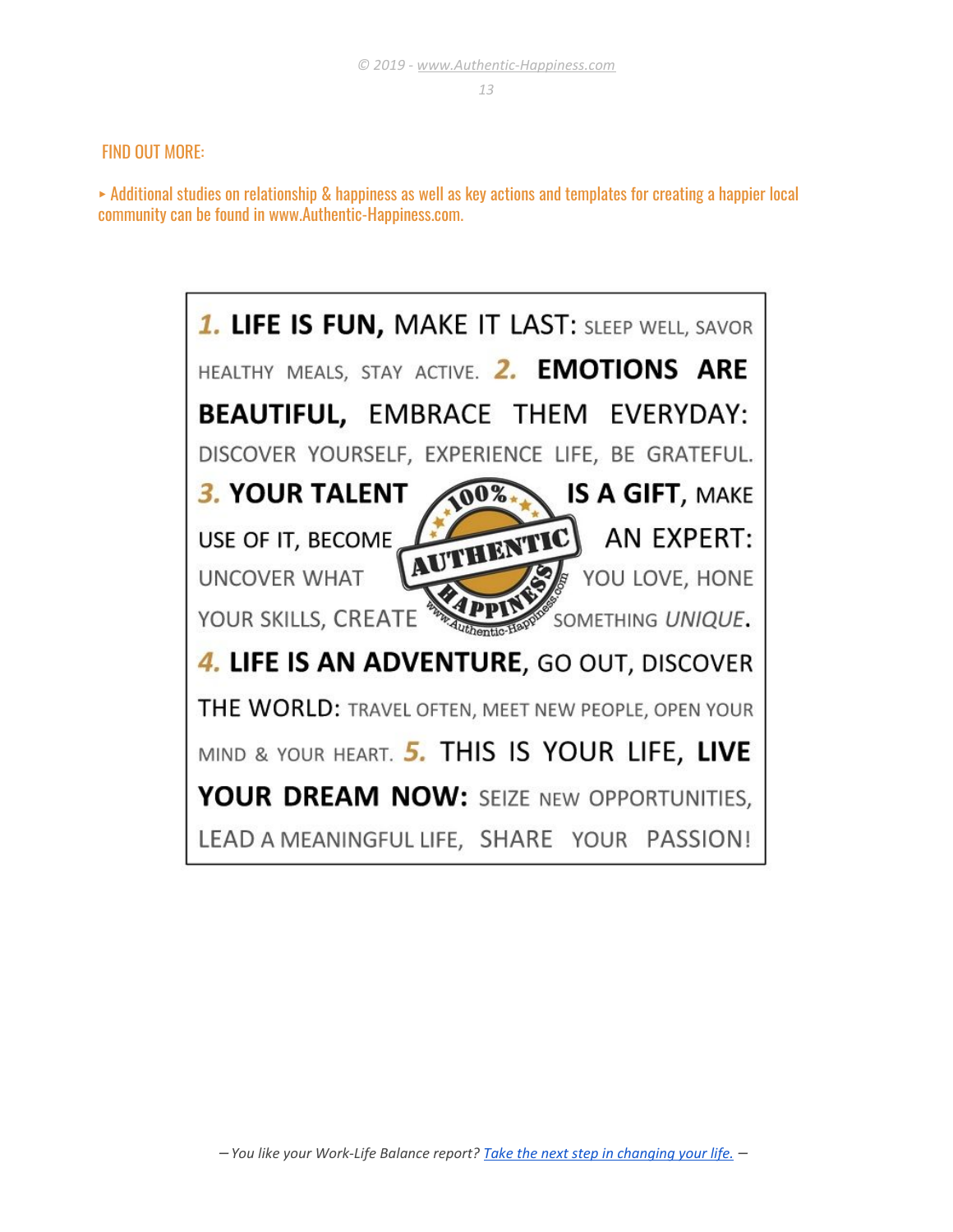FIND OUT MORE:

▸ Additional studies on relationship & happiness as well as key actions and templates for creating a happier local community can be found in www.Authentic-Happiness.com.

**1. LIFE IS FUN,** MAKE IT LAST: SLEEP WELL, SAVOR HEALTHY MEALS, STAY ACTIVE. **2. EMOTIONS ARE BEAUTIFUL,** EMBRACE THEM EVERYDAY: DISCOVER YOURSELF, EXPERIENCE LIFE, BE GRATEFUL. **3. YOUR TALENT IS A GIFT,** MAKE USE OF IT, BECOME AN EXPERT: UNCOVER WHAT YOU LOVE, HONE YOUR SKILLS, CREATE SOMETHING *UNIQUE*. **4. LIFE IS AN ADVENTURE,** GO OUT, DISCOVER THE WORLD: TRAVEL OFTEN, MEET NEW PEOPLE, OPEN YOUR MIND & YOUR HEART. **5.** THIS IS YOUR LIFE, **LIVE YOUR DREAM NOW:** SEIZE NEW OPPORTUNITIES, LEAD A MEANINGFUL LIFE, SHARE YOUR PASSION!

100% AUTHENTIC HAPPINESS www.Authentic-Happiness.com

– *You like your Work-Life Balance report? Take the next step in changing your life.* –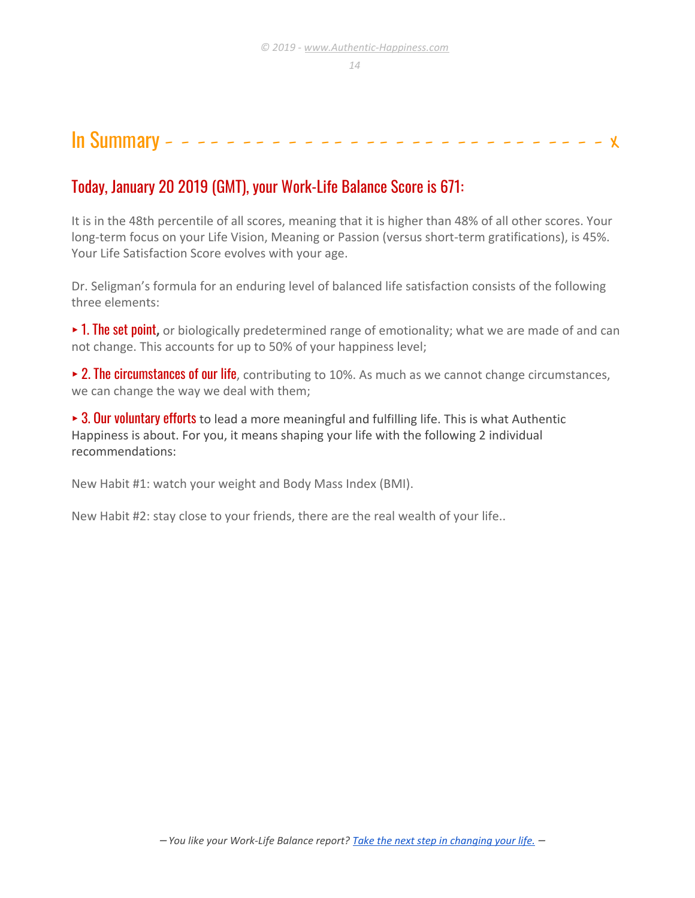# In Summary

## Today, January 20 2019 (GMT), your Work-Life Balance Score is 671:

It is in the 48th percentile of all scores, meaning that it is higher than 48% of all other scores. Your long-term focus on your Life Vision, Meaning or Passion (versus short-term gratifications), is 45%. Your Life Satisfaction Score evolves with your age.

Dr. Seligman's formula for an enduring level of balanced life satisfaction consists of the following three elements:

▸ **1. The set point,** or biologically predetermined range of emotionality; what we are made of and can not change. This accounts for up to 50% of your happiness level;

▸ **2. The circumstances of our life**, contributing to 10%. As much as we cannot change circumstances, we can change the way we deal with them;

▸ **3. Our voluntary efforts** to lead a more meaningful and fulfilling life. This is what Authentic Happiness is about. For you, it means shaping your life with the following 2 individual recommendations:

New Habit #1: watch your weight and Body Mass Index (BMI).

New Habit #2: stay close to your friends, there are the real wealth of your life..

*– You like your Work-Life Balance report? Take the next step in changing your life. –*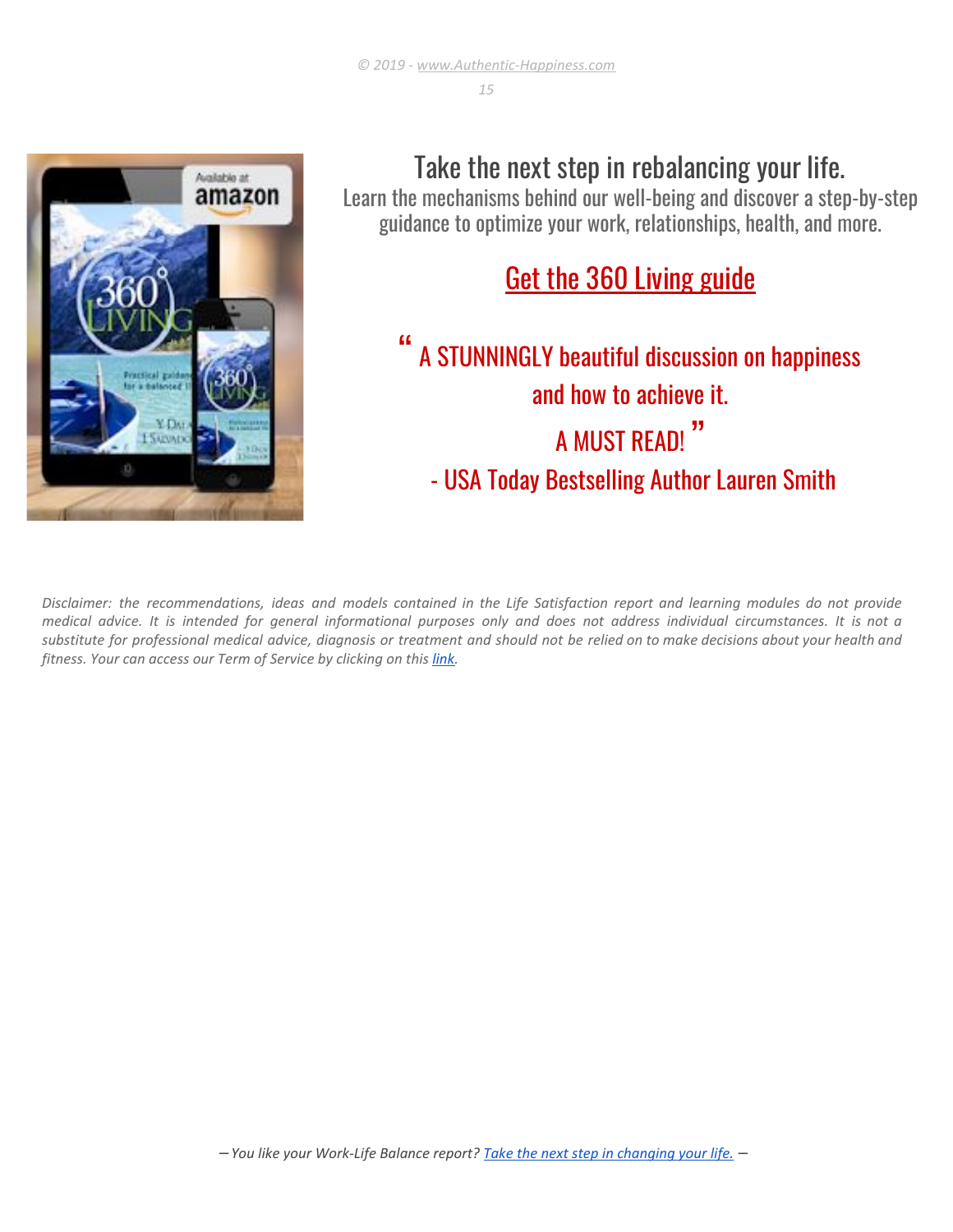## Take the next step in rebalancing your life.

Learn the mechanisms behind our well-being and discover a step-by-step guidance to optimize your work, relationships, health, and more.

[Get the 360 Living guide]

> " A STUNNINGLY beautiful discussion on happiness and how to achieve it.
> A MUST READ! "
> - USA Today Bestselling Author Lauren Smith

*Disclaimer: the recommendations, ideas and models contained in the Life Satisfaction report and learning modules do not provide medical advice. It is intended for general informational purposes only and does not address individual circumstances. It is not a substitute for professional medical advice, diagnosis or treatment and should not be relied on to make decisions about your health and fitness. Your can access our Term of Service by clicking on this link.*

*– You like your Work-Life Balance report? Take the next step in changing your life. –*